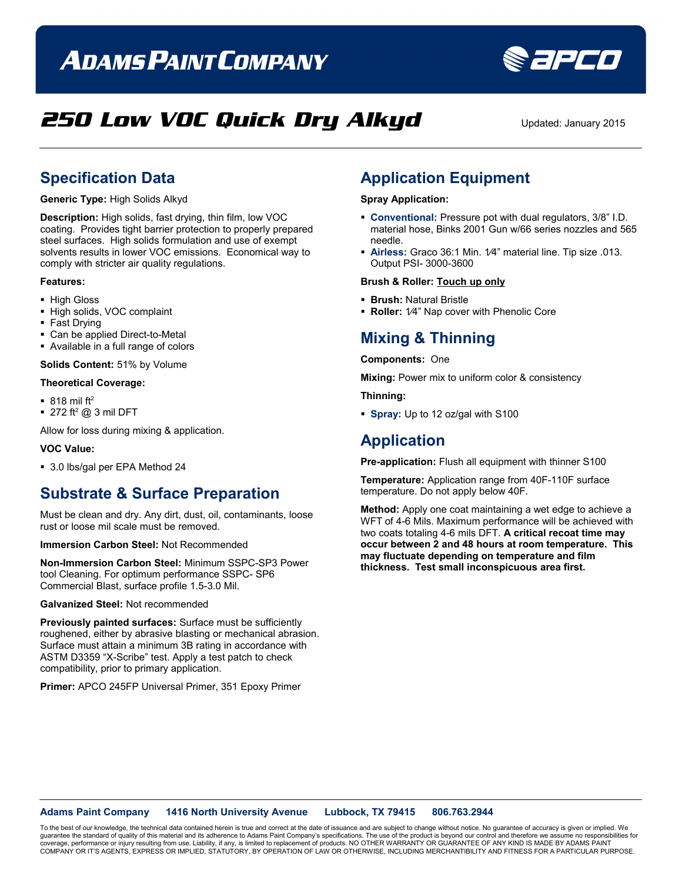# ADAMS PAINT COMPANY

# 250 Low VOC Quick Dry Alkyd

Updated: January 2015

## Specification Data

**Generic Type:** High Solids Alkyd

**Description:** High solids, fast drying, thin film, low VOC coating. Provides tight barrier protection to properly prepared steel surfaces. High solids formulation and use of exempt solvents results in lower VOC emissions. Economical way to comply with stricter air quality regulations.

**Features:**

- High Gloss
- High solids, VOC complaint
- Fast Drying
- Can be applied Direct-to-Metal
- Available in a full range of colors

**Solids Content:** 51% by Volume

**Theoretical Coverage:**

- 818 mil $ft^2$
- 272 $ft^2$ @ 3 mil DFT

Allow for loss during mixing & application.

**VOC Value:**

- 3.0 lbs/gal per EPA Method 24

## Substrate & Surface Preparation

Must be clean and dry. Any dirt, dust, oil, contaminants, loose rust or loose mil scale must be removed.

**Immersion Carbon Steel:** Not Recommended

**Non-Immersion Carbon Steel:** Minimum SSPC-SP3 Power tool Cleaning. For optimum performance SSPC- SP6 Commercial Blast, surface profile 1.5-3.0 Mil.

**Galvanized Steel:** Not recommended

**Previously painted surfaces:** Surface must be sufficiently roughened, either by abrasive blasting or mechanical abrasion. Surface must attain a minimum 3B rating in accordance with ASTM D3359 "X-Scribe" test. Apply a test patch to check compatibility, prior to primary application.

**Primer:** APCO 245FP Universal Primer, 351 Epoxy Primer

## Application Equipment

**Spray Application:**

- **Conventional:** Pressure pot with dual regulators, 3/8" I.D. material hose, Binks 2001 Gun w/66 series nozzles and 565 needle.
- **Airless:** Graco 36:1 Min. 1⁄4" material line. Tip size .013. Output PSI- 3000-3600

**Brush & Roller:** **Touch up only**

- **Brush:** Natural Bristle
- **Roller:** 1⁄4" Nap cover with Phenolic Core

## Mixing & Thinning

**Components:** One

**Mixing:** Power mix to uniform color & consistency

**Thinning:**

- **Spray:** Up to 12 oz/gal with S100

## Application

**Pre-application:** Flush all equipment with thinner S100

**Temperature:** Application range from 40F-110F surface temperature. Do not apply below 40F.

**Method:** Apply one coat maintaining a wet edge to achieve a WFT of 4-6 Mils. Maximum performance will be achieved with two coats totaling 4-6 mils DFT. **A critical recoat time may occur between 2 and 48 hours at room temperature. This may fluctuate depending on temperature and film thickness. Test small inconspicuous area first.**

**Adams Paint Company 1416 North University Avenue Lubbock, TX 79415 806.763.2944**

To the best of our knowledge, the technical data contained herein is true and correct at the date of issuance and are subject to change without notice. No guarantee of accuracy is given or implied. We guarantee the standard of quality of this material and its adherence to Adams Paint Company's specifications. The use of the product is beyond our control and therefore we assume no responsibilities for coverage, performance or injury resulting from use. Liability, if any, is limited to replacement of products. NO OTHER WARRANTY OR GUARANTEE OF ANY KIND IS MADE BY ADAMS PAINT COMPANY OR IT'S AGENTS, EXPRESS OR IMPLIED, STATUTORY, BY OPERATION OF LAW OR OTHERWISE, INCLUDING MERCHANTIBILITY AND FITNESS FOR A PARTICULAR PURPOSE.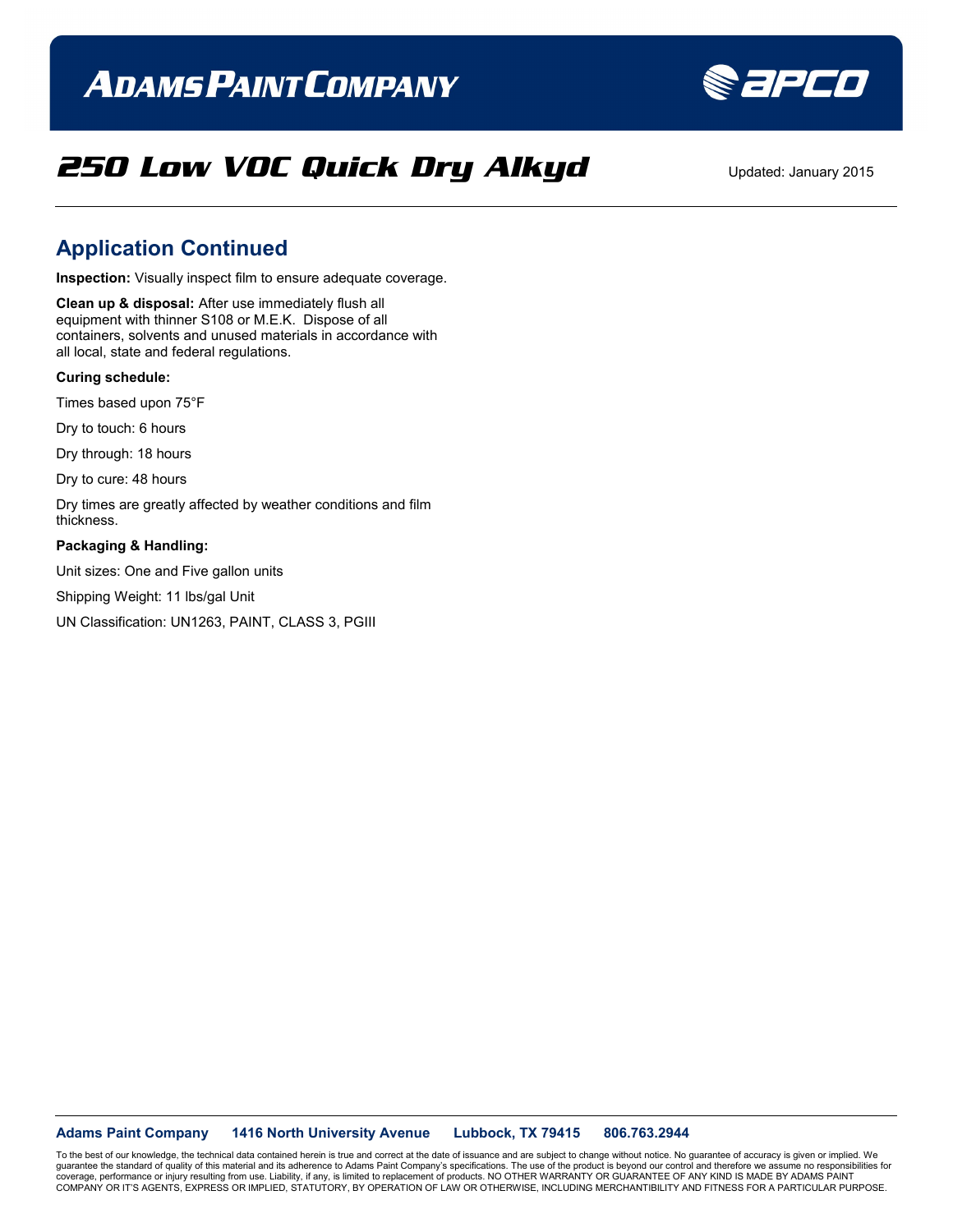# 250 Low VOC Quick Dry Alkyd

Updated: January 2015

## Application Continued

**Inspection:** Visually inspect film to ensure adequate coverage.

**Clean up & disposal:** After use immediately flush all equipment with thinner S108 or M.E.K. Dispose of all containers, solvents and unused materials in accordance with all local, state and federal regulations.

**Curing schedule:**

Times based upon 75°F

Dry to touch: 6 hours

Dry through: 18 hours

Dry to cure: 48 hours

Dry times are greatly affected by weather conditions and film thickness.

**Packaging & Handling:**

Unit sizes: One and Five gallon units

Shipping Weight: 11 lbs/gal Unit

UN Classification: UN1263, PAINT, CLASS 3, PGIII

**Adams Paint Company 1416 North University Avenue Lubbock, TX 79415 806.763.2944**

To the best of our knowledge, the technical data contained herein is true and correct at the date of issuance and are subject to change without notice. No guarantee of accuracy is given or implied. We guarantee the standard of quality of this material and its adherence to Adams Paint Company's specifications. The use of the product is beyond our control and therefore we assume no responsibilities for coverage, performance or injury resulting from use. Liability, if any, is limited to replacement of products. NO OTHER WARRANTY OR GUARANTEE OF ANY KIND IS MADE BY ADAMS PAINT COMPANY OR IT'S AGENTS, EXPRESS OR IMPLIED, STATUTORY, BY OPERATION OF LAW OR OTHERWISE, INCLUDING MERCHANTIBILITY AND FITNESS FOR A PARTICULAR PURPOSE.